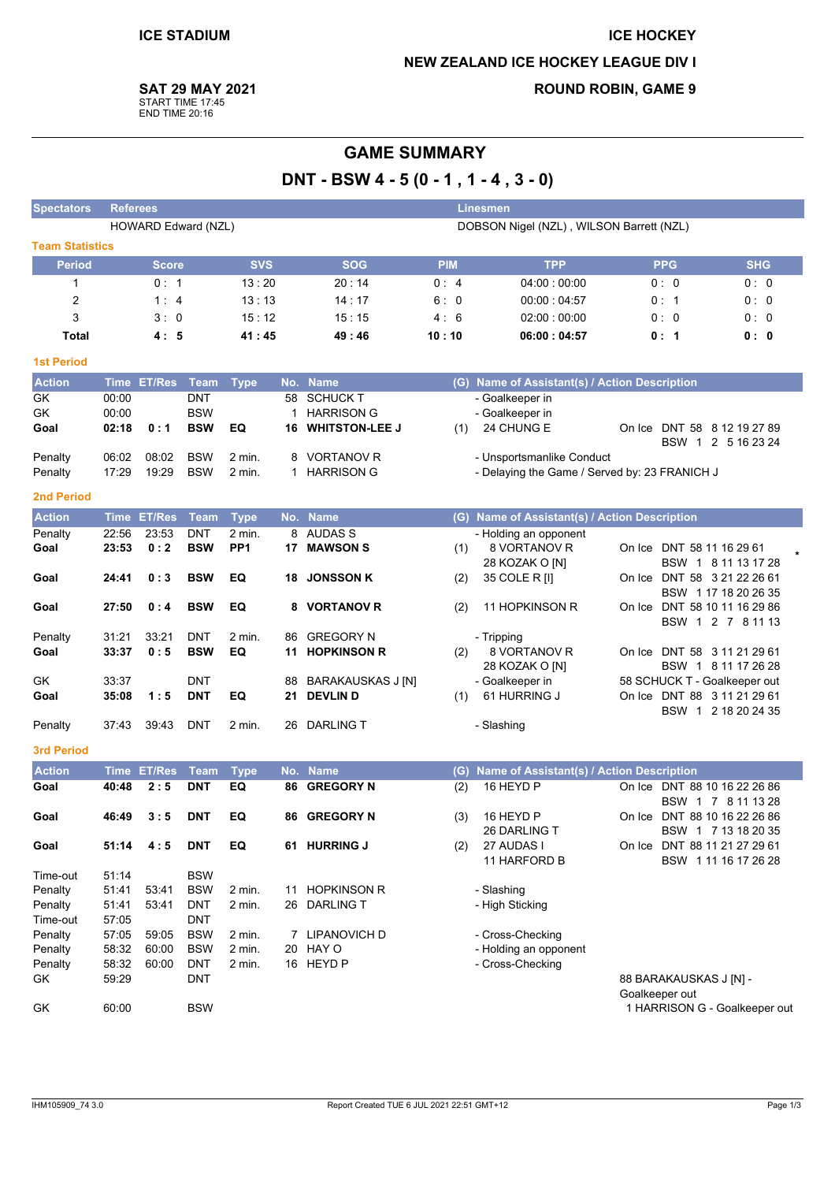**ICE STADIUM**

**ICE HOCKEY**

**NEW ZEALAND ICE HOCKEY LEAGUE DIV I**

**SAT 29 MAY 2021**
START TIME 17:45
END TIME 20:16

**ROUND ROBIN, GAME 9**

# GAME SUMMARY

## DNT - BSW 4 - 5 (0 - 1 , 1 - 4 , 3 - 0)

| Spectators | Referees | Linesmen |
|---|---|---|
| | HOWARD Edward (NZL) | DOBSON Nigel (NZL) , WILSON Barrett (NZL) |

### Team Statistics

| Period | Score | SVS | SOG | PIM | TPP | PPG | SHG |
|---|---|---|---|---|---|---|---|
| 1 | 0 : 1 | 13 : 20 | 20 : 14 | 0 : 4 | 04:00 : 00:00 | 0 : 0 | 0 : 0 |
| 2 | 1 : 4 | 13 : 13 | 14 : 17 | 6 : 0 | 00:00 : 04:57 | 0 : 1 | 0 : 0 |
| 3 | 3 : 0 | 15 : 12 | 15 : 15 | 4 : 6 | 02:00 : 00:00 | 0 : 0 | 0 : 0 |
| **Total** | **4 : 5** | **41 : 45** | **49 : 46** | **10 : 10** | **06:00 : 04:57** | **0 : 1** | **0 : 0** |

### 1st Period

| Action | Time | ET/Res | Team | Type | No. | Name | (G) | Name of Assistant(s) / Action Description | On Ice |
|---|---|---|---|---|---|---|---|---|---|
| GK | 00:00 | | DNT | | 58 | SCHUCK T | | - Goalkeeper in | |
| GK | 00:00 | | BSW | | 1 | HARRISON G | | - Goalkeeper in | |
| **Goal** | **02:18** | **0 : 1** | **BSW** | **EQ** | **16** | **WHITSTON-LEE J** | (1) | 24 CHUNG E | DNT 58 8 12 19 27 89<br>BSW 1 2 5 16 23 24 |
| Penalty | 06:02 | 08:02 | BSW | 2 min. | 8 | VORTANOV R | | - Unsportsmanlike Conduct | |
| Penalty | 17:29 | 19:29 | BSW | 2 min. | 1 | HARRISON G | | - Delaying the Game / Served by: 23 FRANICH J | |

### 2nd Period

| Action | Time | ET/Res | Team | Type | No. | Name | (G) | Name of Assistant(s) / Action Description | On Ice |
|---|---|---|---|---|---|---|---|---|---|
| Penalty | 22:56 | 23:53 | DNT | 2 min. | 8 | AUDAS S | | - Holding an opponent | |
| **Goal** | **23:53** | **0 : 2** | **BSW** | **PP1** | **17** | **MAWSON S** | (1) | 8 VORTANOV R<br>28 KOZAK O [N] | DNT 58 11 16 29 61<br>BSW 1 8 11 13 17 28 * |
| **Goal** | **24:41** | **0 : 3** | **BSW** | **EQ** | **18** | **JONSSON K** | (2) | 35 COLE R [I] | DNT 58 3 21 22 26 61<br>BSW 1 17 18 20 26 35 |
| **Goal** | **27:50** | **0 : 4** | **BSW** | **EQ** | **8** | **VORTANOV R** | (2) | 11 HOPKINSON R | DNT 58 10 11 16 29 86<br>BSW 1 2 7 8 11 13 |
| Penalty | 31:21 | 33:21 | DNT | 2 min. | 86 | GREGORY N | | - Tripping | |
| **Goal** | **33:37** | **0 : 5** | **BSW** | **EQ** | **11** | **HOPKINSON R** | (2) | 8 VORTANOV R<br>28 KOZAK O [N] | DNT 58 3 11 21 29 61<br>BSW 1 8 11 17 26 28 |
| GK | 33:37 | | DNT | | 88 | BARAKAUSKAS J [N] | | - Goalkeeper in | 58 SCHUCK T - Goalkeeper out |
| **Goal** | **35:08** | **1 : 5** | **DNT** | **EQ** | **21** | **DEVLIN D** | (1) | 61 HURRING J | DNT 88 3 11 21 29 61<br>BSW 1 2 18 20 24 35 |
| Penalty | 37:43 | 39:43 | DNT | 2 min. | 26 | DARLING T | | - Slashing | |

### 3rd Period

| Action | Time | ET/Res | Team | Type | No. | Name | (G) | Name of Assistant(s) / Action Description | On Ice |
|---|---|---|---|---|---|---|---|---|---|
| **Goal** | **40:48** | **2 : 5** | **DNT** | **EQ** | **86** | **GREGORY N** | (2) | 16 HEYD P | DNT 88 10 16 22 26 86<br>BSW 1 7 8 11 13 28 |
| **Goal** | **46:49** | **3 : 5** | **DNT** | **EQ** | **86** | **GREGORY N** | (3) | 16 HEYD P<br>26 DARLING T | DNT 88 10 16 22 26 86<br>BSW 1 7 13 18 20 35 |
| **Goal** | **51:14** | **4 : 5** | **DNT** | **EQ** | **61** | **HURRING J** | (2) | 27 AUDAS I<br>11 HARFORD B | DNT 88 11 21 27 29 61<br>BSW 1 11 16 17 26 28 |
| Time-out | 51:14 | | BSW | | | | | | |
| Penalty | 51:41 | 53:41 | BSW | 2 min. | 11 | HOPKINSON R | | - Slashing | |
| Penalty | 51:41 | 53:41 | DNT | 2 min. | 26 | DARLING T | | - High Sticking | |
| Time-out | 57:05 | | DNT | | | | | | |
| Penalty | 57:05 | 59:05 | BSW | 2 min. | 7 | LIPANOVICH D | | - Cross-Checking | |
| Penalty | 58:32 | 60:00 | BSW | 2 min. | 20 | HAY O | | - Holding an opponent | |
| Penalty | 58:32 | 60:00 | DNT | 2 min. | 16 | HEYD P | | - Cross-Checking | |
| GK | 59:29 | | DNT | | | | | | 88 BARAKAUSKAS J [N] - Goalkeeper out |
| GK | 60:00 | | BSW | | | | | | 1 HARRISON G - Goalkeeper out |

IHM105909_74 3.0 — Report Created TUE 6 JUL 2021 22:51 GMT+12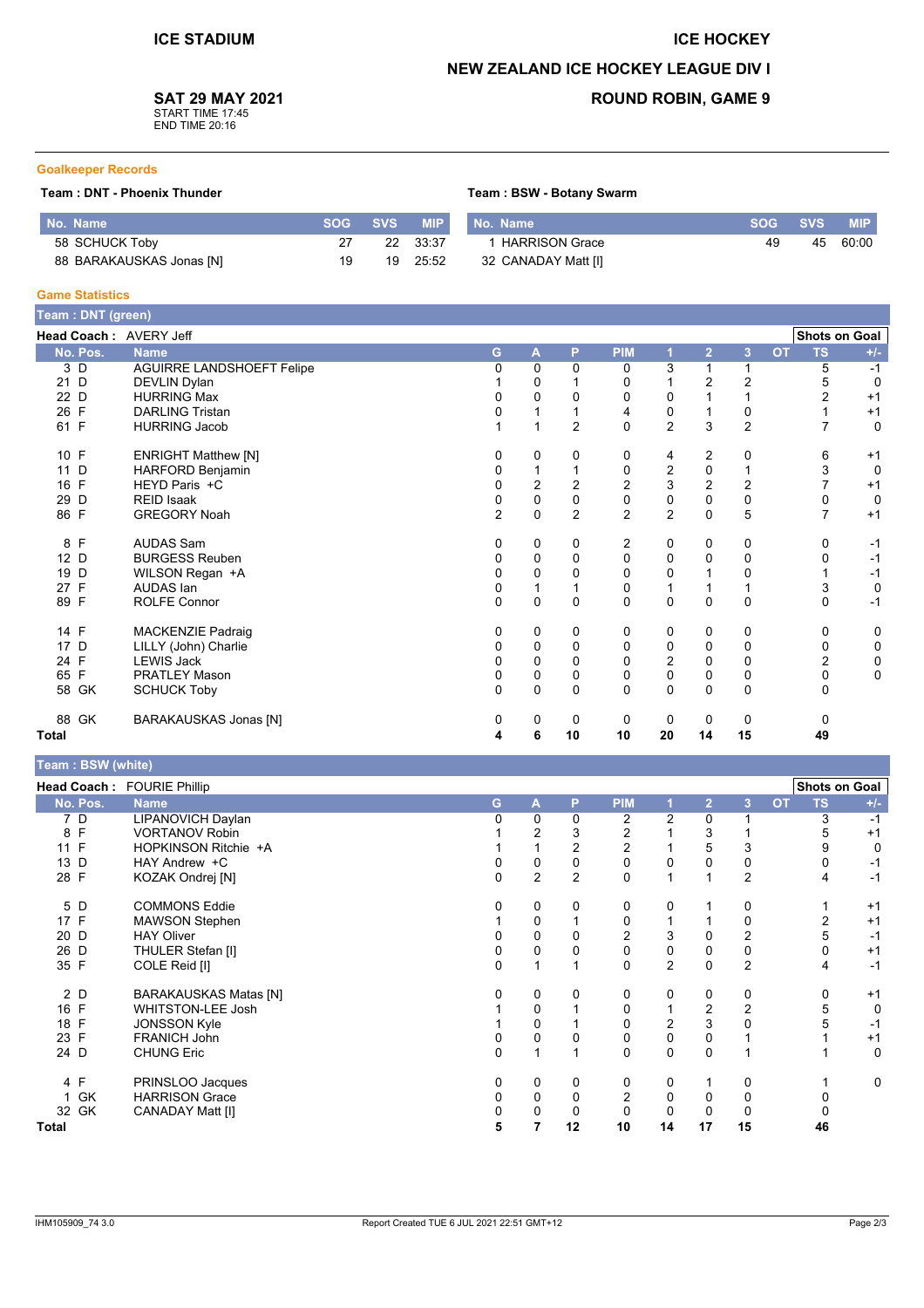ICE STADIUM

ICE HOCKEY

NEW ZEALAND ICE HOCKEY LEAGUE DIV I

ROUND ROBIN, GAME 9

**SAT 29 MAY 2021**
START TIME 17:45
END TIME 20:16

## Goalkeeper Records

**Team : DNT - Phoenix Thunder**

| No. | Name | SOG | SVS | MIP |
|---|---|---|---|---|
| 58 | SCHUCK Toby | 27 | 22 | 33:37 |
| 88 | BARAKAUSKAS Jonas [N] | 19 | 19 | 25:52 |

**Team : BSW - Botany Swarm**

| No. | Name | SOG | SVS | MIP |
|---|---|---|---|---|
| 1 | HARRISON Grace | 49 | 45 | 60:00 |
| 32 | CANADAY Matt [I] | | | |

## Game Statistics

### Team : DNT (green)

**Head Coach :** AVERY Jeff

| No. | Pos. | Name | G | A | P | PIM | 1 | 2 | 3 | OT | TS | +/- |
|---|---|---|---|---|---|---|---|---|---|---|---|---|
| 3 | D | AGUIRRE LANDSHOEFT Felipe | 0 | 0 | 0 | 0 | 3 | 1 | 1 | | 5 | -1 |
| 21 | D | DEVLIN Dylan | 1 | 0 | 1 | 0 | 1 | 2 | 2 | | 5 | 0 |
| 22 | D | HURRING Max | 0 | 0 | 0 | 0 | 0 | 1 | 1 | | 2 | +1 |
| 26 | F | DARLING Tristan | 0 | 1 | 1 | 4 | 0 | 1 | 0 | | 1 | +1 |
| 61 | F | HURRING Jacob | 1 | 1 | 2 | 0 | 2 | 3 | 2 | | 7 | 0 |
| 10 | F | ENRIGHT Matthew [N] | 0 | 0 | 0 | 0 | 4 | 2 | 0 | | 6 | +1 |
| 11 | D | HARFORD Benjamin | 0 | 1 | 1 | 0 | 2 | 0 | 1 | | 3 | 0 |
| 16 | F | HEYD Paris +C | 0 | 2 | 2 | 2 | 3 | 2 | 2 | | 7 | +1 |
| 29 | D | REID Isaak | 0 | 0 | 0 | 0 | 0 | 0 | 0 | | 0 | 0 |
| 86 | F | GREGORY Noah | 2 | 0 | 2 | 2 | 2 | 0 | 5 | | 7 | +1 |
| 8 | F | AUDAS Sam | 0 | 0 | 0 | 2 | 0 | 0 | 0 | | 0 | -1 |
| 12 | D | BURGESS Reuben | 0 | 0 | 0 | 0 | 0 | 0 | 0 | | 0 | -1 |
| 19 | D | WILSON Regan +A | 0 | 0 | 0 | 0 | 0 | 1 | 0 | | 1 | -1 |
| 27 | F | AUDAS Ian | 0 | 1 | 1 | 0 | 1 | 1 | 1 | | 3 | 0 |
| 89 | F | ROLFE Connor | 0 | 0 | 0 | 0 | 0 | 0 | 0 | | 0 | -1 |
| 14 | F | MACKENZIE Padraig | 0 | 0 | 0 | 0 | 0 | 0 | 0 | | 0 | 0 |
| 17 | D | LILLY (John) Charlie | 0 | 0 | 0 | 0 | 0 | 0 | 0 | | 0 | 0 |
| 24 | F | LEWIS Jack | 0 | 0 | 0 | 0 | 2 | 0 | 0 | | 2 | 0 |
| 65 | F | PRATLEY Mason | 0 | 0 | 0 | 0 | 0 | 0 | 0 | | 0 | 0 |
| 58 | GK | SCHUCK Toby | 0 | 0 | 0 | 0 | 0 | 0 | 0 | | 0 | |
| 88 | GK | BARAKAUSKAS Jonas [N] | 0 | 0 | 0 | 0 | 0 | 0 | 0 | | 0 | |
| **Total** | | | **4** | **6** | **10** | **10** | **20** | **14** | **15** | | **49** | |

### Team : BSW (white)

**Head Coach :** FOURIE Phillip

| No. | Pos. | Name | G | A | P | PIM | 1 | 2 | 3 | OT | TS | +/- |
|---|---|---|---|---|---|---|---|---|---|---|---|---|
| 7 | D | LIPANOVICH Daylan | 0 | 0 | 0 | 2 | 2 | 0 | 1 | | 3 | -1 |
| 8 | F | VORTANOV Robin | 1 | 2 | 3 | 2 | 1 | 3 | 1 | | 5 | +1 |
| 11 | F | HOPKINSON Ritchie +A | 1 | 1 | 2 | 2 | 1 | 5 | 3 | | 9 | 0 |
| 13 | D | HAY Andrew +C | 0 | 0 | 0 | 0 | 0 | 0 | 0 | | 0 | -1 |
| 28 | F | KOZAK Ondrej [N] | 0 | 2 | 2 | 0 | 1 | 1 | 2 | | 4 | -1 |
| 5 | D | COMMONS Eddie | 0 | 0 | 0 | 0 | 0 | 1 | 0 | | 1 | +1 |
| 17 | F | MAWSON Stephen | 1 | 0 | 1 | 0 | 1 | 1 | 0 | | 2 | +1 |
| 20 | D | HAY Oliver | 0 | 0 | 0 | 2 | 3 | 0 | 2 | | 5 | -1 |
| 26 | D | THULER Stefan [I] | 0 | 0 | 0 | 0 | 0 | 0 | 0 | | 0 | +1 |
| 35 | F | COLE Reid [I] | 0 | 1 | 1 | 0 | 2 | 0 | 2 | | 4 | -1 |
| 2 | D | BARAKAUSKAS Matas [N] | 0 | 0 | 0 | 0 | 0 | 0 | 0 | | 0 | +1 |
| 16 | F | WHITSTON-LEE Josh | 1 | 0 | 1 | 0 | 1 | 2 | 2 | | 5 | 0 |
| 18 | F | JONSSON Kyle | 1 | 0 | 1 | 0 | 2 | 3 | 0 | | 5 | -1 |
| 23 | F | FRANICH John | 0 | 0 | 0 | 0 | 0 | 0 | 1 | | 1 | +1 |
| 24 | D | CHUNG Eric | 0 | 1 | 1 | 0 | 0 | 0 | 1 | | 1 | 0 |
| 4 | F | PRINSLOO Jacques | 0 | 0 | 0 | 0 | 0 | 1 | 0 | | 1 | 0 |
| 1 | GK | HARRISON Grace | 0 | 0 | 0 | 2 | 0 | 0 | 0 | | 0 | |
| 32 | GK | CANADAY Matt [I] | 0 | 0 | 0 | 0 | 0 | 0 | 0 | | 0 | |
| **Total** | | | **5** | **7** | **12** | **10** | **14** | **17** | **15** | | **46** | |

IHM105909_74 3.0 Report Created TUE 6 JUL 2021 22:51 GMT+12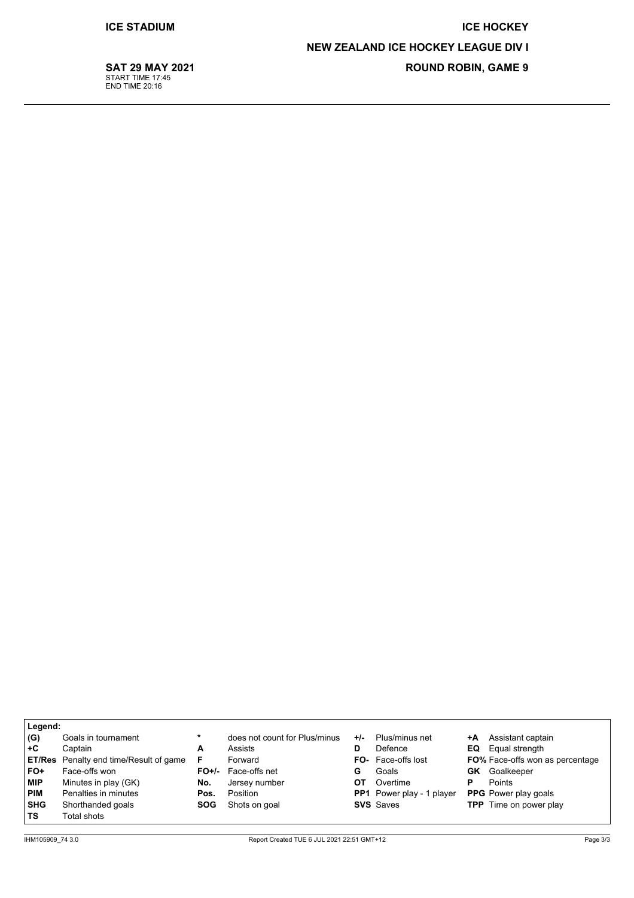**ICE STADIUM**

**ICE HOCKEY**

**NEW ZEALAND ICE HOCKEY LEAGUE DIV I**

**SAT 29 MAY 2021**
START TIME 17:45
END TIME 20:16

**ROUND ROBIN, GAME 9**

**Legend:**

| | | | | | | | |
|---|---|---|---|---|---|---|---|
| **(G)** | Goals in tournament | **\*** | does not count for Plus/minus | **+/-** | Plus/minus net | **+A** | Assistant captain |
| **+C** | Captain | **A** | Assists | **D** | Defence | **EQ** | Equal strength |
| **ET/Res** | Penalty end time/Result of game | **F** | Forward | **FO-** | Face-offs lost | **FO%** | Face-offs won as percentage |
| **FO+** | Face-offs won | **FO+/-** | Face-offs net | **G** | Goals | **GK** | Goalkeeper |
| **MIP** | Minutes in play (GK) | **No.** | Jersey number | **OT** | Overtime | **P** | Points |
| **PIM** | Penalties in minutes | **Pos.** | Position | **PP1** | Power play - 1 player | **PPG** | Power play goals |
| **SHG** | Shorthanded goals | **SOG** | Shots on goal | **SVS** | Saves | **TPP** | Time on power play |
| **TS** | Total shots | | | | | | |

IHM105909_74 3.0 Report Created TUE 6 JUL 2021 22:51 GMT+12